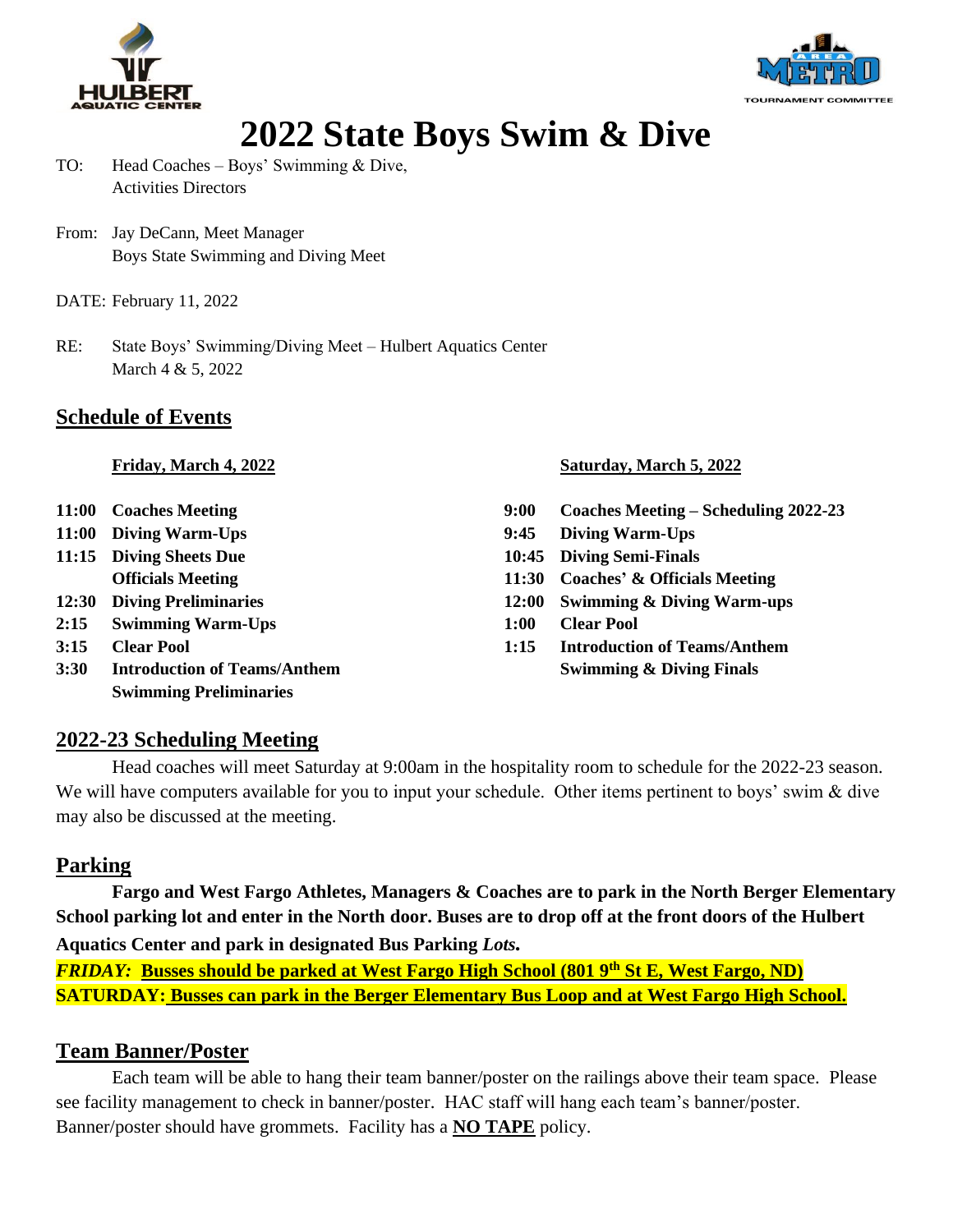# 2022 State Boys Swim & Dive

TO: Head Coaches – Boys' Swimming & Dive,
Activities Directors

From: Jay DeCann, Meet Manager
Boys State Swimming and Diving Meet

DATE: February 11, 2022

RE: State Boys' Swimming/Diving Meet – Hulbert Aquatics Center
March 4 & 5, 2022

## Schedule of Events

**Friday, March 4, 2022**

| | |
|---|---|
| **11:00** | **Coaches Meeting** |
| **11:00** | **Diving Warm-Ups** |
| **11:15** | **Diving Sheets Due** |
| | **Officials Meeting** |
| **12:30** | **Diving Preliminaries** |
| **2:15** | **Swimming Warm-Ups** |
| **3:15** | **Clear Pool** |
| **3:30** | **Introduction of Teams/Anthem** |
| | **Swimming Preliminaries** |

**Saturday, March 5, 2022**

| | |
|---|---|
| **9:00** | **Coaches Meeting – Scheduling 2022-23** |
| **9:45** | **Diving Warm-Ups** |
| **10:45** | **Diving Semi-Finals** |
| **11:30** | **Coaches' & Officials Meeting** |
| **12:00** | **Swimming & Diving Warm-ups** |
| **1:00** | **Clear Pool** |
| **1:15** | **Introduction of Teams/Anthem** |
| | **Swimming & Diving Finals** |

## 2022-23 Scheduling Meeting

Head coaches will meet Saturday at 9:00am in the hospitality room to schedule for the 2022-23 season. We will have computers available for you to input your schedule. Other items pertinent to boys' swim & dive may also be discussed at the meeting.

## Parking

**Fargo and West Fargo Athletes, Managers & Coaches are to park in the North Berger Elementary School parking lot and enter in the North door. Buses are to drop off at the front doors of the Hulbert Aquatics Center and park in designated Bus Parking *Lots.***

***FRIDAY:*** **Busses should be parked at West Fargo High School (801 9th St E, West Fargo, ND)**

**SATURDAY: Busses can park in the Berger Elementary Bus Loop and at West Fargo High School.**

## Team Banner/Poster

Each team will be able to hang their team banner/poster on the railings above their team space. Please see facility management to check in banner/poster. HAC staff will hang each team's banner/poster. Banner/poster should have grommets. Facility has a **NO TAPE** policy.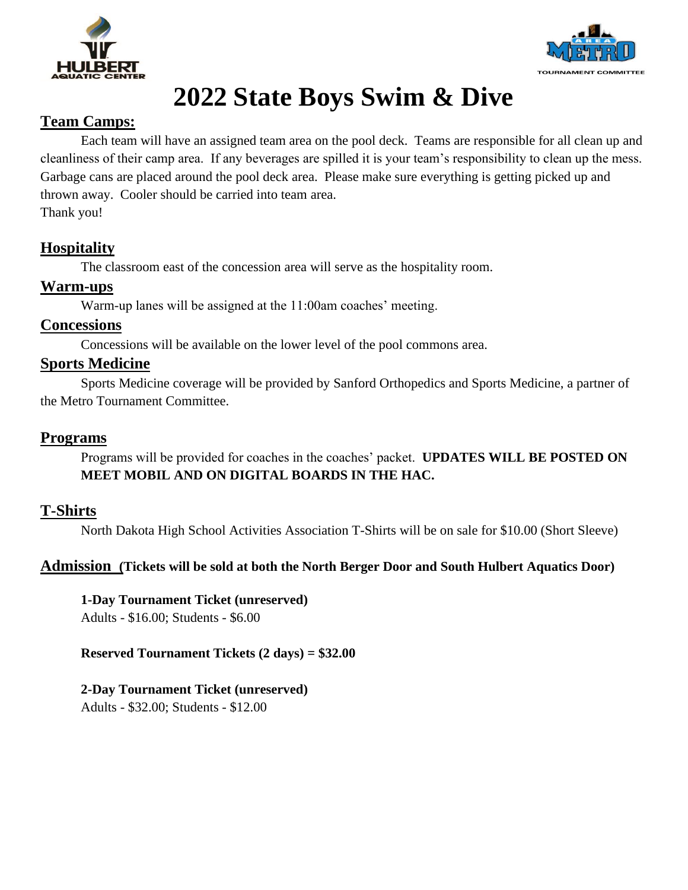# 2022 State Boys Swim & Dive

## Team Camps:

Each team will have an assigned team area on the pool deck. Teams are responsible for all clean up and cleanliness of their camp area. If any beverages are spilled it is your team's responsibility to clean up the mess. Garbage cans are placed around the pool deck area. Please make sure everything is getting picked up and thrown away. Cooler should be carried into team area.
Thank you!

## Hospitality

The classroom east of the concession area will serve as the hospitality room.

## Warm-ups

Warm-up lanes will be assigned at the 11:00am coaches' meeting.

## Concessions

Concessions will be available on the lower level of the pool commons area.

## Sports Medicine

Sports Medicine coverage will be provided by Sanford Orthopedics and Sports Medicine, a partner of the Metro Tournament Committee.

## Programs

Programs will be provided for coaches in the coaches' packet. **UPDATES WILL BE POSTED ON MEET MOBIL AND ON DIGITAL BOARDS IN THE HAC.**

## T-Shirts

North Dakota High School Activities Association T-Shirts will be on sale for $10.00 (Short Sleeve)

## Admission **(Tickets will be sold at both the North Berger Door and South Hulbert Aquatics Door)**

**1-Day Tournament Ticket (unreserved)**
Adults - $16.00; Students - $6.00

**Reserved Tournament Tickets (2 days) = $32.00**

**2-Day Tournament Ticket (unreserved)**
Adults - $32.00; Students - $12.00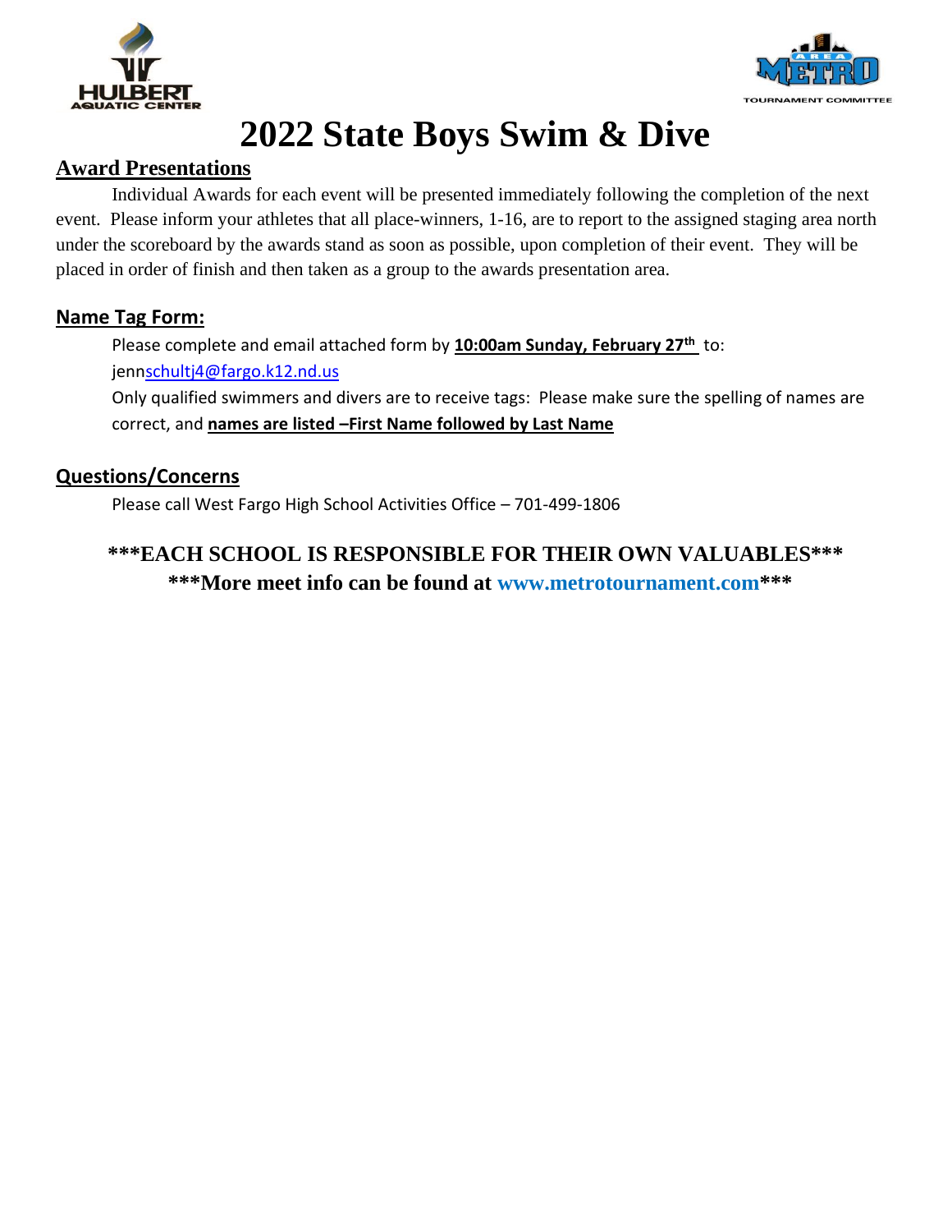# 2022 State Boys Swim & Dive

## Award Presentations

Individual Awards for each event will be presented immediately following the completion of the next event. Please inform your athletes that all place-winners, 1-16, are to report to the assigned staging area north under the scoreboard by the awards stand as soon as possible, upon completion of their event. They will be placed in order of finish and then taken as a group to the awards presentation area.

## Name Tag Form:

Please complete and email attached form by **10:00am Sunday, February 27th** to: jennschultj4@fargo.k12.nd.us

Only qualified swimmers and divers are to receive tags: Please make sure the spelling of names are correct, and **names are listed –First Name followed by Last Name**

## Questions/Concerns

Please call West Fargo High School Activities Office – 701-499-1806

**\*\*\*EACH SCHOOL IS RESPONSIBLE FOR THEIR OWN VALUABLES\*\*\***

**\*\*\*More meet info can be found at www.metrotournament.com\*\*\***